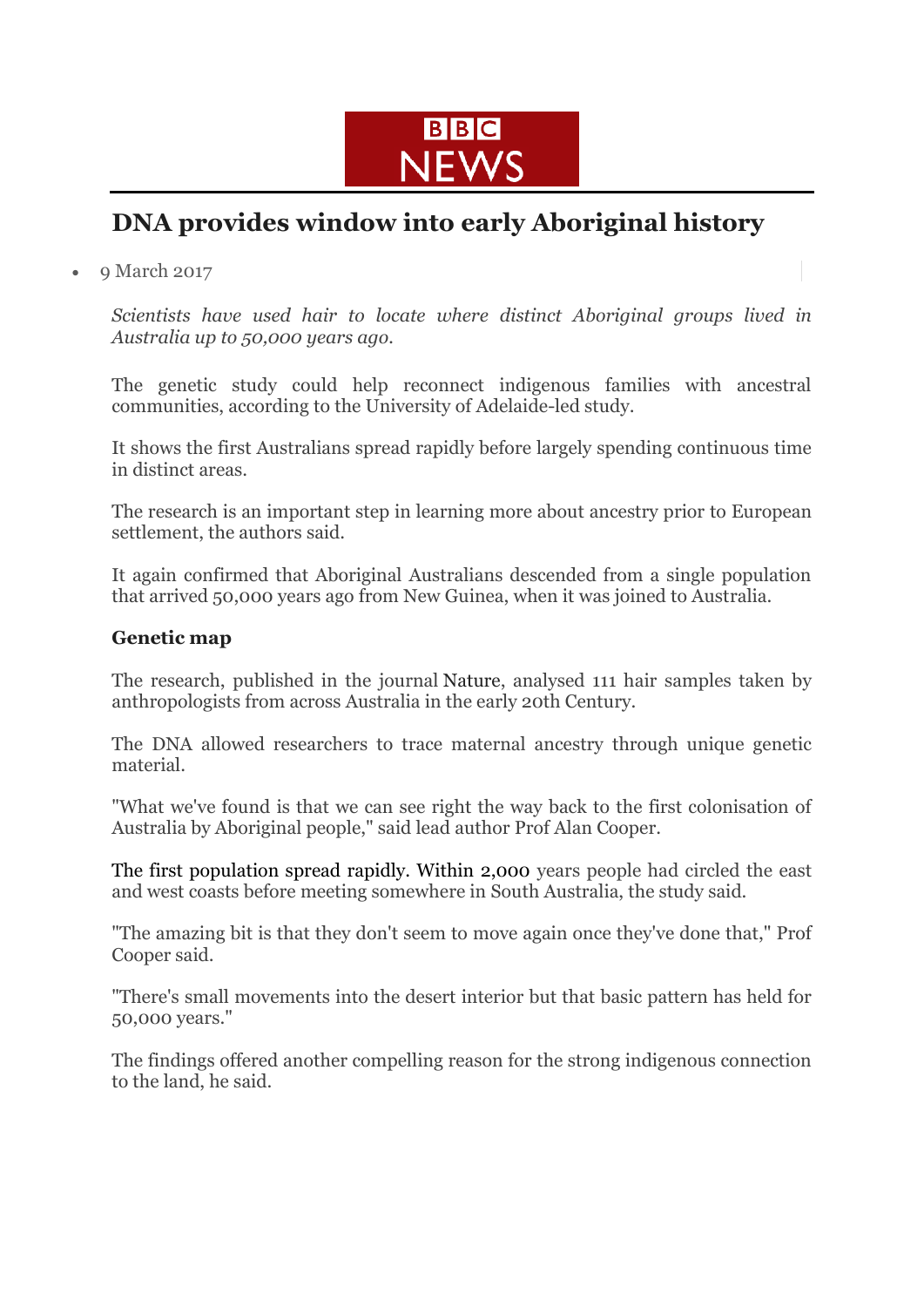BBC NEWS

# DNA provides window into early Aboriginal history

- 9 March 2017

*Scientists have used hair to locate where distinct Aboriginal groups lived in Australia up to 50,000 years ago.*

The genetic study could help reconnect indigenous families with ancestral communities, according to the University of Adelaide-led study.

It shows the first Australians spread rapidly before largely spending continuous time in distinct areas.

The research is an important step in learning more about ancestry prior to European settlement, the authors said.

It again confirmed that Aboriginal Australians descended from a single population that arrived 50,000 years ago from New Guinea, when it was joined to Australia.

## Genetic map

The research, published in the journal Nature, analysed 111 hair samples taken by anthropologists from across Australia in the early 20th Century.

The DNA allowed researchers to trace maternal ancestry through unique genetic material.

"What we've found is that we can see right the way back to the first colonisation of Australia by Aboriginal people," said lead author Prof Alan Cooper.

The first population spread rapidly. Within 2,000 years people had circled the east and west coasts before meeting somewhere in South Australia, the study said.

"The amazing bit is that they don't seem to move again once they've done that," Prof Cooper said.

"There's small movements into the desert interior but that basic pattern has held for 50,000 years."

The findings offered another compelling reason for the strong indigenous connection to the land, he said.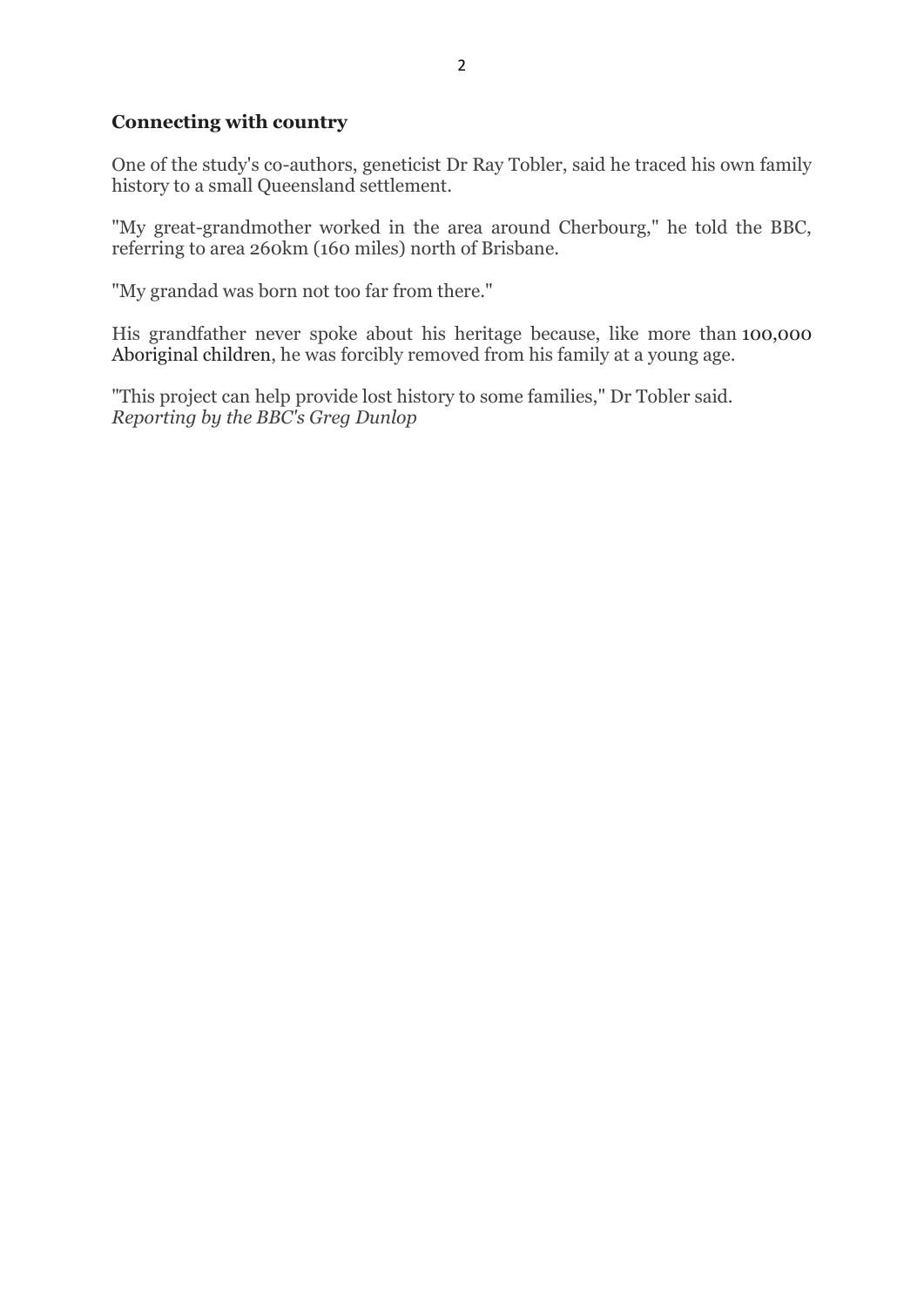### Connecting with country

One of the study's co-authors, geneticist Dr Ray Tobler, said he traced his own family history to a small Queensland settlement.

"My great-grandmother worked in the area around Cherbourg," he told the BBC, referring to area 260km (160 miles) north of Brisbane.

"My grandad was born not too far from there."

His grandfather never spoke about his heritage because, like more than 100,000 Aboriginal children, he was forcibly removed from his family at a young age.

"This project can help provide lost history to some families," Dr Tobler said.
*Reporting by the BBC's Greg Dunlop*